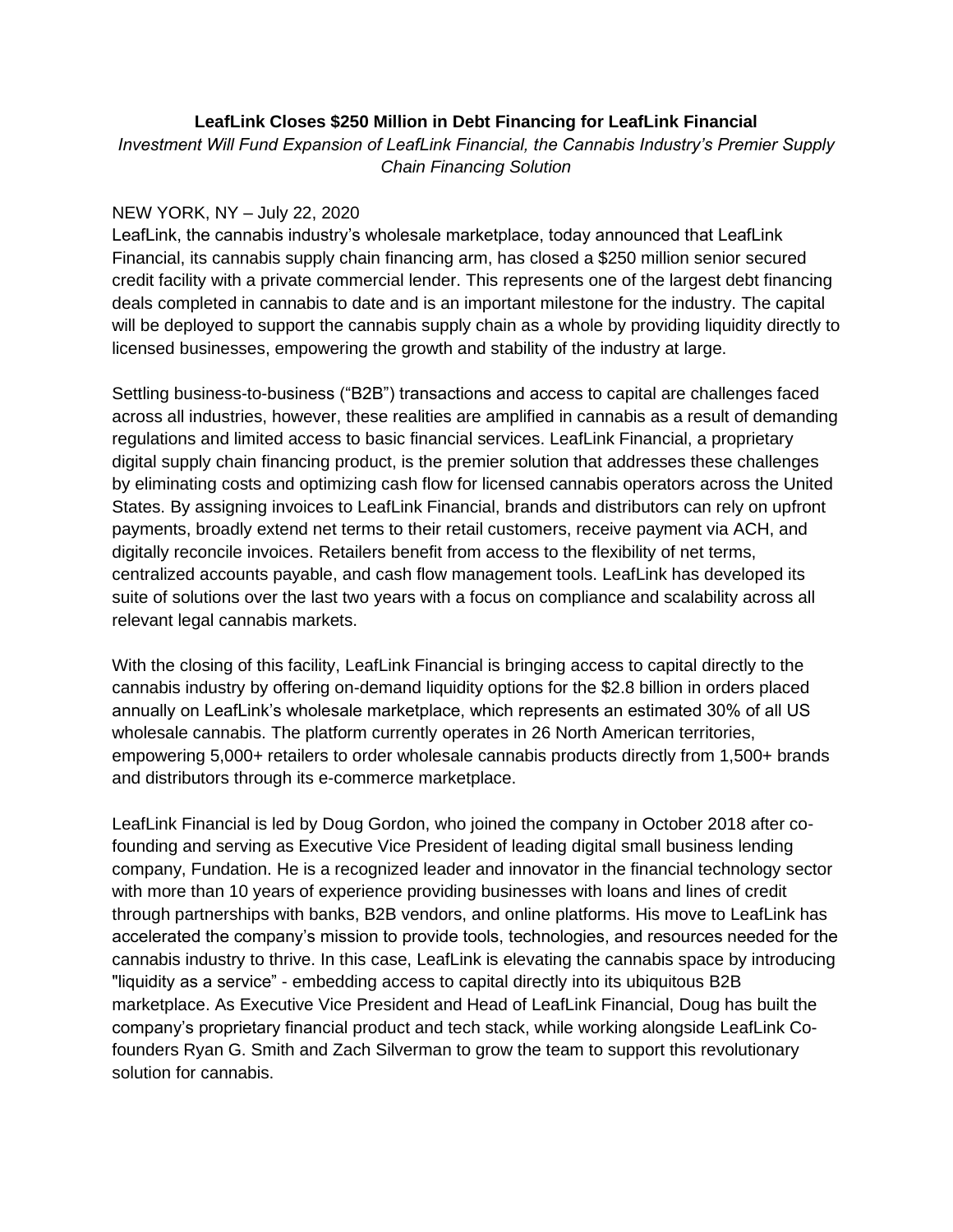# LeafLink Closes $250 Million in Debt Financing for LeafLink Financial

*Investment Will Fund Expansion of LeafLink Financial, the Cannabis Industry's Premier Supply Chain Financing Solution*

NEW YORK, NY – July 22, 2020

LeafLink, the cannabis industry's wholesale marketplace, today announced that LeafLink Financial, its cannabis supply chain financing arm, has closed a $250 million senior secured credit facility with a private commercial lender. This represents one of the largest debt financing deals completed in cannabis to date and is an important milestone for the industry. The capital will be deployed to support the cannabis supply chain as a whole by providing liquidity directly to licensed businesses, empowering the growth and stability of the industry at large.

Settling business-to-business ("B2B") transactions and access to capital are challenges faced across all industries, however, these realities are amplified in cannabis as a result of demanding regulations and limited access to basic financial services. LeafLink Financial, a proprietary digital supply chain financing product, is the premier solution that addresses these challenges by eliminating costs and optimizing cash flow for licensed cannabis operators across the United States. By assigning invoices to LeafLink Financial, brands and distributors can rely on upfront payments, broadly extend net terms to their retail customers, receive payment via ACH, and digitally reconcile invoices. Retailers benefit from access to the flexibility of net terms, centralized accounts payable, and cash flow management tools. LeafLink has developed its suite of solutions over the last two years with a focus on compliance and scalability across all relevant legal cannabis markets.

With the closing of this facility, LeafLink Financial is bringing access to capital directly to the cannabis industry by offering on-demand liquidity options for the $2.8 billion in orders placed annually on LeafLink's wholesale marketplace, which represents an estimated 30% of all US wholesale cannabis. The platform currently operates in 26 North American territories, empowering 5,000+ retailers to order wholesale cannabis products directly from 1,500+ brands and distributors through its e-commerce marketplace.

LeafLink Financial is led by Doug Gordon, who joined the company in October 2018 after co-founding and serving as Executive Vice President of leading digital small business lending company, Fundation. He is a recognized leader and innovator in the financial technology sector with more than 10 years of experience providing businesses with loans and lines of credit through partnerships with banks, B2B vendors, and online platforms. His move to LeafLink has accelerated the company's mission to provide tools, technologies, and resources needed for the cannabis industry to thrive. In this case, LeafLink is elevating the cannabis space by introducing "liquidity as a service" - embedding access to capital directly into its ubiquitous B2B marketplace. As Executive Vice President and Head of LeafLink Financial, Doug has built the company's proprietary financial product and tech stack, while working alongside LeafLink Co-founders Ryan G. Smith and Zach Silverman to grow the team to support this revolutionary solution for cannabis.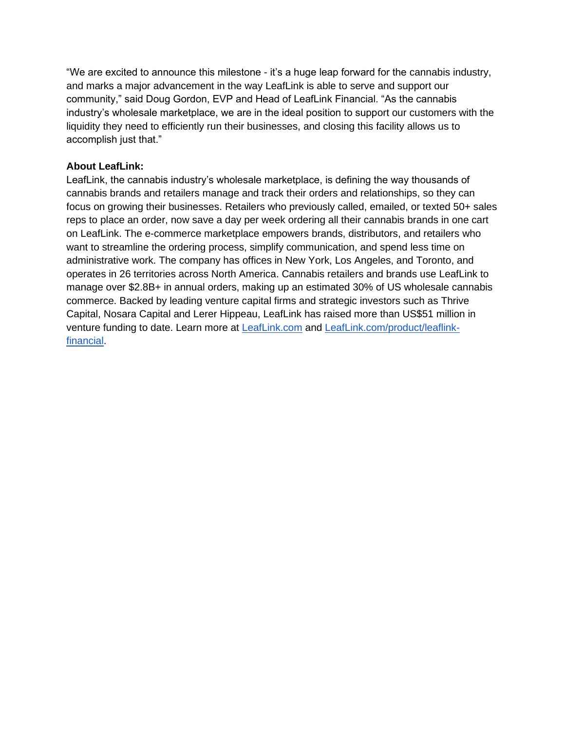"We are excited to announce this milestone - it's a huge leap forward for the cannabis industry, and marks a major advancement in the way LeafLink is able to serve and support our community," said Doug Gordon, EVP and Head of LeafLink Financial. "As the cannabis industry's wholesale marketplace, we are in the ideal position to support our customers with the liquidity they need to efficiently run their businesses, and closing this facility allows us to accomplish just that."

**About LeafLink:**

LeafLink, the cannabis industry's wholesale marketplace, is defining the way thousands of cannabis brands and retailers manage and track their orders and relationships, so they can focus on growing their businesses. Retailers who previously called, emailed, or texted 50+ sales reps to place an order, now save a day per week ordering all their cannabis brands in one cart on LeafLink. The e-commerce marketplace empowers brands, distributors, and retailers who want to streamline the ordering process, simplify communication, and spend less time on administrative work. The company has offices in New York, Los Angeles, and Toronto, and operates in 26 territories across North America. Cannabis retailers and brands use LeafLink to manage over $2.8B+ in annual orders, making up an estimated 30% of US wholesale cannabis commerce. Backed by leading venture capital firms and strategic investors such as Thrive Capital, Nosara Capital and Lerer Hippeau, LeafLink has raised more than US$51 million in venture funding to date. Learn more at [LeafLink.com](LeafLink.com) and [LeafLink.com/product/leaflink-financial](LeafLink.com/product/leaflink-financial).